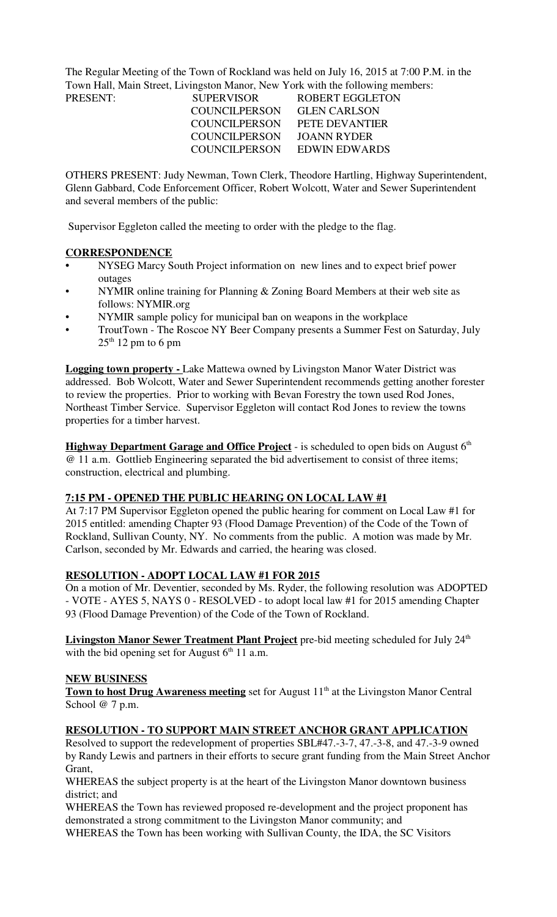The Regular Meeting of the Town of Rockland was held on July 16, 2015 at 7:00 P.M. in the Town Hall, Main Street, Livingston Manor, New York with the following members:

| PRESENT: | SUPERVISOR | ROBERT EGGLETON |
|---|---|---|
| | COUNCILPERSON | GLEN CARLSON |
| | COUNCILPERSON | PETE DEVANTIER |
| | COUNCILPERSON | JOANN RYDER |
| | COUNCILPERSON | EDWIN EDWARDS |

OTHERS PRESENT: Judy Newman, Town Clerk, Theodore Hartling, Highway Superintendent, Glenn Gabbard, Code Enforcement Officer, Robert Wolcott, Water and Sewer Superintendent and several members of the public:

Supervisor Eggleton called the meeting to order with the pledge to the flag.

## CORRESPONDENCE

- NYSEG Marcy South Project information on new lines and to expect brief power outages
- NYMIR online training for Planning & Zoning Board Members at their web site as follows: NYMIR.org
- NYMIR sample policy for municipal ban on weapons in the workplace
- TroutTown - The Roscoe NY Beer Company presents a Summer Fest on Saturday, July 25th 12 pm to 6 pm

**Logging town property -** Lake Mattewa owned by Livingston Manor Water District was addressed. Bob Wolcott, Water and Sewer Superintendent recommends getting another forester to review the properties. Prior to working with Bevan Forestry the town used Rod Jones, Northeast Timber Service. Supervisor Eggleton will contact Rod Jones to review the towns properties for a timber harvest.

**Highway Department Garage and Office Project** - is scheduled to open bids on August 6th @ 11 a.m. Gottlieb Engineering separated the bid advertisement to consist of three items; construction, electrical and plumbing.

## 7:15 PM - OPENED THE PUBLIC HEARING ON LOCAL LAW #1

At 7:17 PM Supervisor Eggleton opened the public hearing for comment on Local Law #1 for 2015 entitled: amending Chapter 93 (Flood Damage Prevention) of the Code of the Town of Rockland, Sullivan County, NY. No comments from the public. A motion was made by Mr. Carlson, seconded by Mr. Edwards and carried, the hearing was closed.

## RESOLUTION - ADOPT LOCAL LAW #1 FOR 2015

On a motion of Mr. Deventier, seconded by Ms. Ryder, the following resolution was ADOPTED - VOTE - AYES 5, NAYS 0 - RESOLVED - to adopt local law #1 for 2015 amending Chapter 93 (Flood Damage Prevention) of the Code of the Town of Rockland.

**Livingston Manor Sewer Treatment Plant Project** pre-bid meeting scheduled for July 24th with the bid opening set for August 6th 11 a.m.

## NEW BUSINESS

**Town to host Drug Awareness meeting** set for August 11th at the Livingston Manor Central School @ 7 p.m.

## RESOLUTION - TO SUPPORT MAIN STREET ANCHOR GRANT APPLICATION

Resolved to support the redevelopment of properties SBL#47.-3-7, 47.-3-8, and 47.-3-9 owned by Randy Lewis and partners in their efforts to secure grant funding from the Main Street Anchor Grant,

WHEREAS the subject property is at the heart of the Livingston Manor downtown business district; and

WHEREAS the Town has reviewed proposed re-development and the project proponent has demonstrated a strong commitment to the Livingston Manor community; and

WHEREAS the Town has been working with Sullivan County, the IDA, the SC Visitors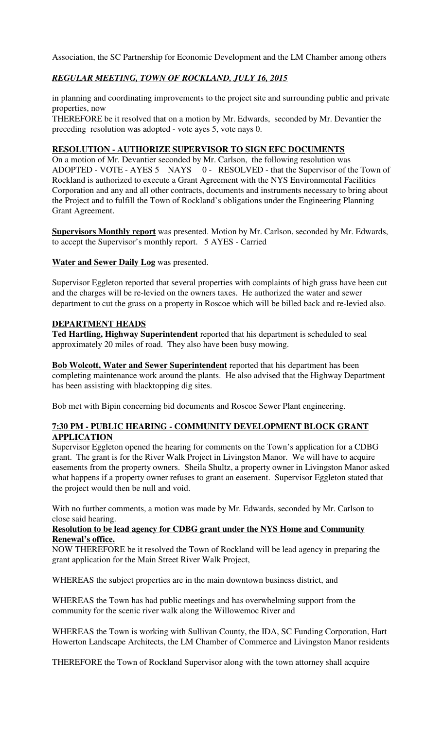Association, the SC Partnership for Economic Development and the LM Chamber among others

***REGULAR MEETING, TOWN OF ROCKLAND, JULY 16, 2015***

in planning and coordinating improvements to the project site and surrounding public and private properties, now

THEREFORE be it resolved that on a motion by Mr. Edwards, seconded by Mr. Devantier the preceding resolution was adopted - vote ayes 5, vote nays 0.

**RESOLUTION - AUTHORIZE SUPERVISOR TO SIGN EFC DOCUMENTS**

On a motion of Mr. Devantier seconded by Mr. Carlson, the following resolution was ADOPTED - VOTE - AYES 5 NAYS 0 - RESOLVED - that the Supervisor of the Town of Rockland is authorized to execute a Grant Agreement with the NYS Environmental Facilities Corporation and any and all other contracts, documents and instruments necessary to bring about the Project and to fulfill the Town of Rockland's obligations under the Engineering Planning Grant Agreement.

**Supervisors Monthly report** was presented. Motion by Mr. Carlson, seconded by Mr. Edwards, to accept the Supervisor's monthly report. 5 AYES - Carried

**Water and Sewer Daily Log** was presented.

Supervisor Eggleton reported that several properties with complaints of high grass have been cut and the charges will be re-levied on the owners taxes. He authorized the water and sewer department to cut the grass on a property in Roscoe which will be billed back and re-levied also.

**DEPARTMENT HEADS**

**Ted Hartling, Highway Superintendent** reported that his department is scheduled to seal approximately 20 miles of road. They also have been busy mowing.

**Bob Wolcott, Water and Sewer Superintendent** reported that his department has been completing maintenance work around the plants. He also advised that the Highway Department has been assisting with blacktopping dig sites.

Bob met with Bipin concerning bid documents and Roscoe Sewer Plant engineering.

**7:30 PM - PUBLIC HEARING - COMMUNITY DEVELOPMENT BLOCK GRANT APPLICATION**

Supervisor Eggleton opened the hearing for comments on the Town's application for a CDBG grant. The grant is for the River Walk Project in Livingston Manor. We will have to acquire easements from the property owners. Sheila Shultz, a property owner in Livingston Manor asked what happens if a property owner refuses to grant an easement. Supervisor Eggleton stated that the project would then be null and void.

With no further comments, a motion was made by Mr. Edwards, seconded by Mr. Carlson to close said hearing.

**Resolution to be lead agency for CDBG grant under the NYS Home and Community Renewal's office.**

NOW THEREFORE be it resolved the Town of Rockland will be lead agency in preparing the grant application for the Main Street River Walk Project,

WHEREAS the subject properties are in the main downtown business district, and

WHEREAS the Town has had public meetings and has overwhelming support from the community for the scenic river walk along the Willowemoc River and

WHEREAS the Town is working with Sullivan County, the IDA, SC Funding Corporation, Hart Howerton Landscape Architects, the LM Chamber of Commerce and Livingston Manor residents

THEREFORE the Town of Rockland Supervisor along with the town attorney shall acquire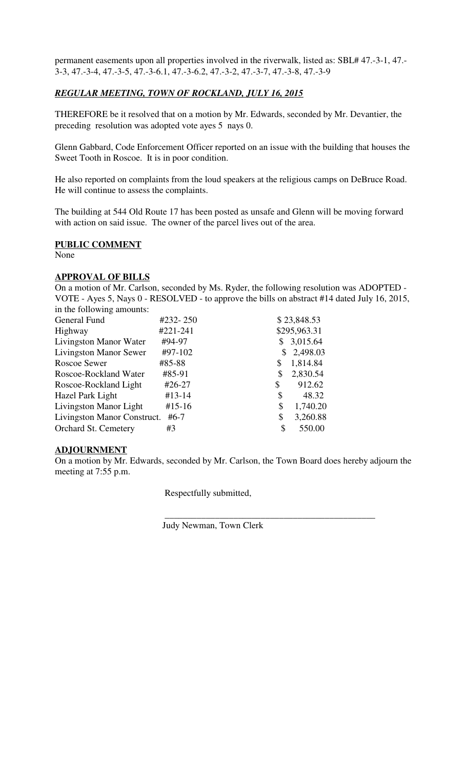permanent easements upon all properties involved in the riverwalk, listed as: SBL# 47.-3-1, 47.-3-3, 47.-3-4, 47.-3-5, 47.-3-6.1, 47.-3-6.2, 47.-3-2, 47.-3-7, 47.-3-8, 47.-3-9

***REGULAR MEETING, TOWN OF ROCKLAND, JULY 16, 2015***

THEREFORE be it resolved that on a motion by Mr. Edwards, seconded by Mr. Devantier, the preceding resolution was adopted vote ayes 5 nays 0.

Glenn Gabbard, Code Enforcement Officer reported on an issue with the building that houses the Sweet Tooth in Roscoe. It is in poor condition.

He also reported on complaints from the loud speakers at the religious camps on DeBruce Road. He will continue to assess the complaints.

The building at 544 Old Route 17 has been posted as unsafe and Glenn will be moving forward with action on said issue. The owner of the parcel lives out of the area.

**PUBLIC COMMENT**

None

**APPROVAL OF BILLS**

On a motion of Mr. Carlson, seconded by Ms. Ryder, the following resolution was ADOPTED - VOTE - Ayes 5, Nays 0 - RESOLVED - to approve the bills on abstract #14 dated July 16, 2015, in the following amounts:

| | | |
|---|---|---|
| General Fund | #232- 250 | $ 23,848.53 |
| Highway | #221-241 | $295,963.31 |
| Livingston Manor Water | #94-97 | $ 3,015.64 |
| Livingston Manor Sewer | #97-102 | $ 2,498.03 |
| Roscoe Sewer | #85-88 | $ 1,814.84 |
| Roscoe-Rockland Water | #85-91 | $ 2,830.54 |
| Roscoe-Rockland Light | #26-27 | $ 912.62 |
| Hazel Park Light | #13-14 | $ 48.32 |
| Livingston Manor Light | #15-16 | $ 1,740.20 |
| Livingston Manor Construct. | #6-7 | $ 3,260.88 |
| Orchard St. Cemetery | #3 | $ 550.00 |

**ADJOURNMENT**

On a motion by Mr. Edwards, seconded by Mr. Carlson, the Town Board does hereby adjourn the meeting at 7:55 p.m.

Respectfully submitted,

\_\_\_\_\_\_\_\_\_\_\_\_\_\_\_\_\_\_\_\_\_\_\_\_\_\_\_\_\_\_\_\_\_\_\_\_\_\_\_\_\_\_\_\_

Judy Newman, Town Clerk